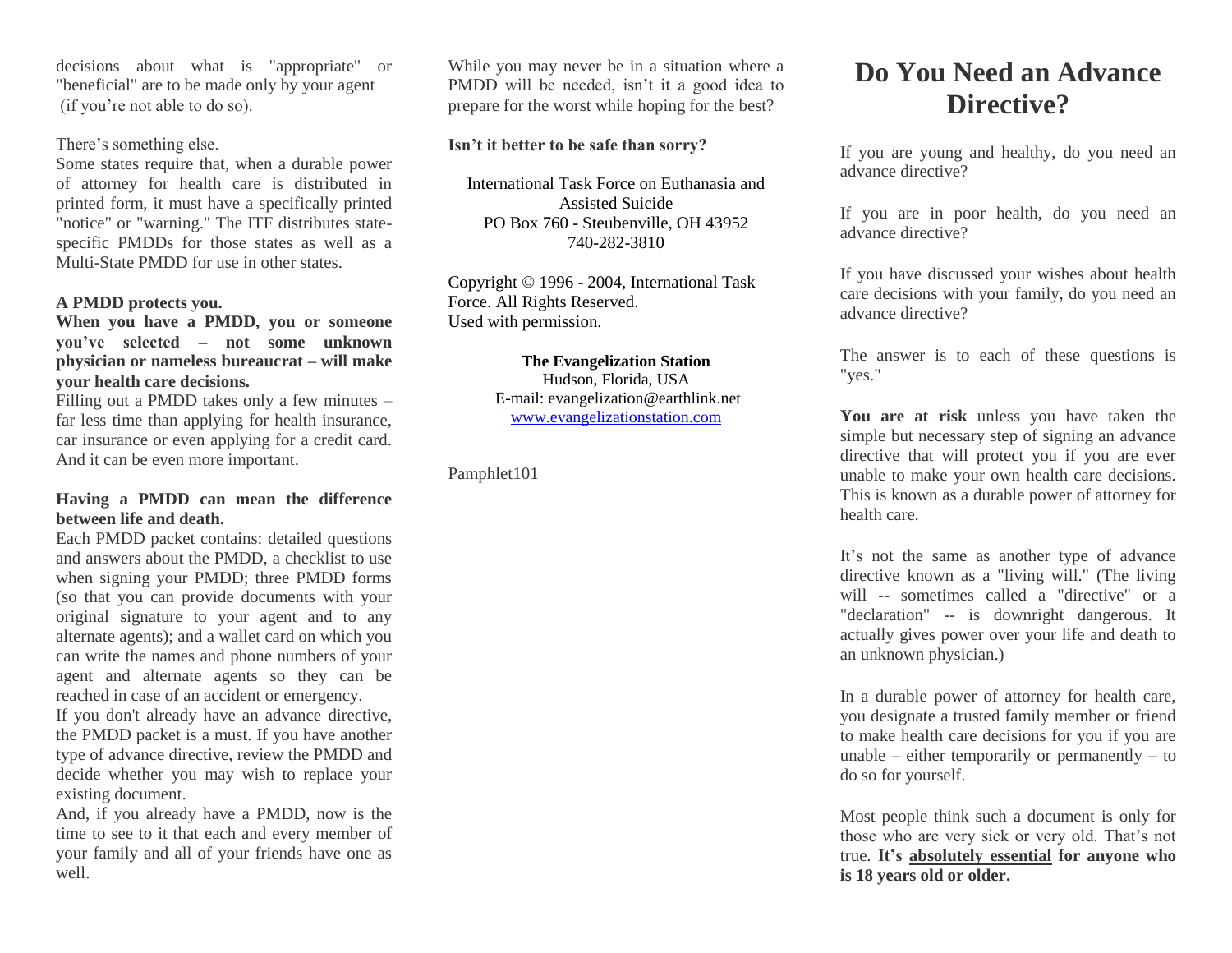decisions about what is "appropriate" or "beneficial" are to be made only by your agent (if you're not able to do so).

There's something else.

Some states require that, when a durable power of attorney for health care is distributed in printed form, it must have a specifically printed "notice" or "warning." The ITF distributes state-specific PMDDs for those states as well as a Multi-State PMDD for use in other states.

**A PMDD protects you.**

**When you have a PMDD, you or someone you've selected – not some unknown physician or nameless bureaucrat – will make your health care decisions.**

Filling out a PMDD takes only a few minutes – far less time than applying for health insurance, car insurance or even applying for a credit card. And it can be even more important.

**Having a PMDD can mean the difference between life and death.**

Each PMDD packet contains: detailed questions and answers about the PMDD, a checklist to use when signing your PMDD; three PMDD forms (so that you can provide documents with your original signature to your agent and to any alternate agents); and a wallet card on which you can write the names and phone numbers of your agent and alternate agents so they can be reached in case of an accident or emergency.

If you don't already have an advance directive, the PMDD packet is a must. If you have another type of advance directive, review the PMDD and decide whether you may wish to replace your existing document.

And, if you already have a PMDD, now is the time to see to it that each and every member of your family and all of your friends have one as well.

While you may never be in a situation where a PMDD will be needed, isn't it a good idea to prepare for the worst while hoping for the best?

**Isn't it better to be safe than sorry?**

International Task Force on Euthanasia and Assisted Suicide
PO Box 760 - Steubenville, OH 43952
740-282-3810

Copyright © 1996 - 2004, International Task Force. All Rights Reserved.
Used with permission.

**The Evangelization Station**
Hudson, Florida, USA
E-mail: evangelization@earthlink.net
www.evangelizationstation.com

Pamphlet101

# Do You Need an Advance Directive?

If you are young and healthy, do you need an advance directive?

If you are in poor health, do you need an advance directive?

If you have discussed your wishes about health care decisions with your family, do you need an advance directive?

The answer is to each of these questions is "yes."

**You are at risk** unless you have taken the simple but necessary step of signing an advance directive that will protect you if you are ever unable to make your own health care decisions. This is known as a durable power of attorney for health care.

It's <u>not</u> the same as another type of advance directive known as a "living will." (The living will -- sometimes called a "directive" or a "declaration" -- is downright dangerous. It actually gives power over your life and death to an unknown physician.)

In a durable power of attorney for health care, you designate a trusted family member or friend to make health care decisions for you if you are unable – either temporarily or permanently – to do so for yourself.

Most people think such a document is only for those who are very sick or very old. That's not true. **It's <u>absolutely essential</u> for anyone who is 18 years old or older.**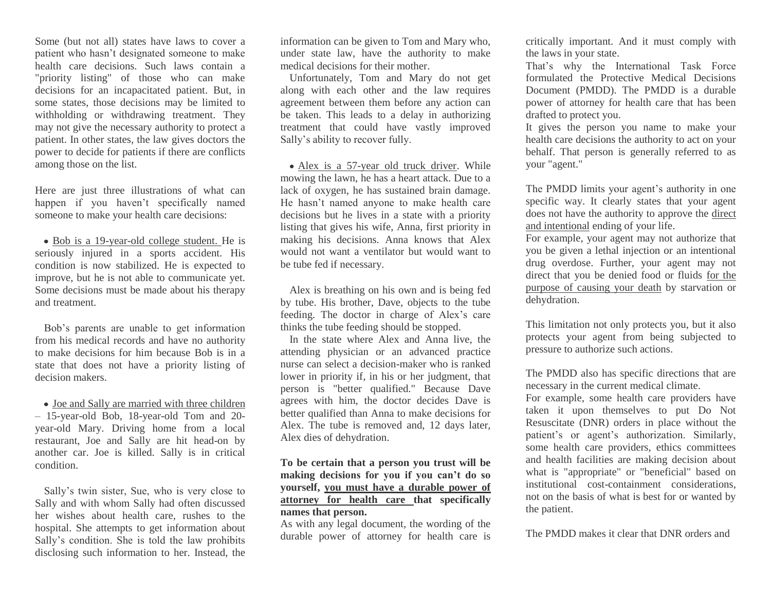Some (but not all) states have laws to cover a patient who hasn't designated someone to make health care decisions. Such laws contain a "priority listing" of those who can make decisions for an incapacitated patient. But, in some states, those decisions may be limited to withholding or withdrawing treatment. They may not give the necessary authority to protect a patient. In other states, the law gives doctors the power to decide for patients if there are conflicts among those on the list.

Here are just three illustrations of what can happen if you haven't specifically named someone to make your health care decisions:

- Bob is a 19-year-old college student. He is seriously injured in a sports accident. His condition is now stabilized. He is expected to improve, but he is not able to communicate yet. Some decisions must be made about his therapy and treatment.

Bob's parents are unable to get information from his medical records and have no authority to make decisions for him because Bob is in a state that does not have a priority listing of decision makers.

- Joe and Sally are married with three children – 15-year-old Bob, 18-year-old Tom and 20-year-old Mary. Driving home from a local restaurant, Joe and Sally are hit head-on by another car. Joe is killed. Sally is in critical condition.

Sally's twin sister, Sue, who is very close to Sally and with whom Sally had often discussed her wishes about health care, rushes to the hospital. She attempts to get information about Sally's condition. She is told the law prohibits disclosing such information to her. Instead, the information can be given to Tom and Mary who, under state law, have the authority to make medical decisions for their mother.

Unfortunately, Tom and Mary do not get along with each other and the law requires agreement between them before any action can be taken. This leads to a delay in authorizing treatment that could have vastly improved Sally's ability to recover fully.

- Alex is a 57-year old truck driver. While mowing the lawn, he has a heart attack. Due to a lack of oxygen, he has sustained brain damage. He hasn't named anyone to make health care decisions but he lives in a state with a priority listing that gives his wife, Anna, first priority in making his decisions. Anna knows that Alex would not want a ventilator but would want to be tube fed if necessary.

Alex is breathing on his own and is being fed by tube. His brother, Dave, objects to the tube feeding. The doctor in charge of Alex's care thinks the tube feeding should be stopped.

In the state where Alex and Anna live, the attending physician or an advanced practice nurse can select a decision-maker who is ranked lower in priority if, in his or her judgment, that person is "better qualified." Because Dave agrees with him, the doctor decides Dave is better qualified than Anna to make decisions for Alex. The tube is removed and, 12 days later, Alex dies of dehydration.

**To be certain that a person you trust will be making decisions for you if you can't do so yourself, you must have a durable power of attorney for health care that specifically names that person.**

As with any legal document, the wording of the durable power of attorney for health care is critically important. And it must comply with the laws in your state.

That's why the International Task Force formulated the Protective Medical Decisions Document (PMDD). The PMDD is a durable power of attorney for health care that has been drafted to protect you.

It gives the person you name to make your health care decisions the authority to act on your behalf. That person is generally referred to as your "agent."

The PMDD limits your agent's authority in one specific way. It clearly states that your agent does not have the authority to approve the direct and intentional ending of your life.

For example, your agent may not authorize that you be given a lethal injection or an intentional drug overdose. Further, your agent may not direct that you be denied food or fluids for the purpose of causing your death by starvation or dehydration.

This limitation not only protects you, but it also protects your agent from being subjected to pressure to authorize such actions.

The PMDD also has specific directions that are necessary in the current medical climate.

For example, some health care providers have taken it upon themselves to put Do Not Resuscitate (DNR) orders in place without the patient's or agent's authorization. Similarly, some health care providers, ethics committees and health facilities are making decision about what is "appropriate" or "beneficial" based on institutional cost-containment considerations, not on the basis of what is best for or wanted by the patient.

The PMDD makes it clear that DNR orders and